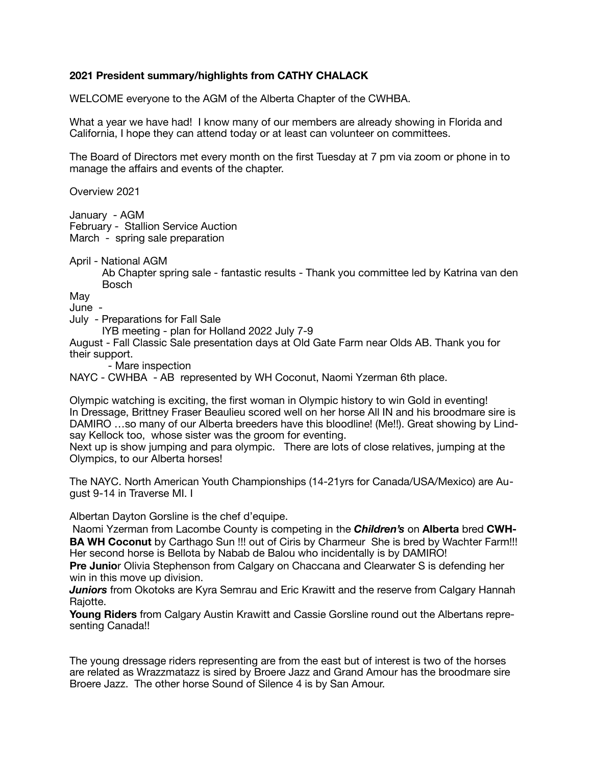**2021 President summary/highlights from CATHY CHALACK**

WELCOME everyone to the AGM of the Alberta Chapter of the CWHBA.

What a year we have had! I know many of our members are already showing in Florida and California, I hope they can attend today or at least can volunteer on committees.

The Board of Directors met every month on the first Tuesday at 7 pm via zoom or phone in to manage the affairs and events of the chapter.

Overview 2021

January - AGM
February - Stallion Service Auction
March - spring sale preparation

April - National AGM
    Ab Chapter spring sale - fantastic results - Thank you committee led by Katrina van den Bosch
May
June -
July - Preparations for Fall Sale
    IYB meeting - plan for Holland 2022 July 7-9
August - Fall Classic Sale presentation days at Old Gate Farm near Olds AB. Thank you for their support.
    - Mare inspection
NAYC - CWHBA - AB represented by WH Coconut, Naomi Yzerman 6th place.

Olympic watching is exciting, the first woman in Olympic history to win Gold in eventing! In Dressage, Brittney Fraser Beaulieu scored well on her horse All IN and his broodmare sire is DAMIRO …so many of our Alberta breeders have this bloodline! (Me!!). Great showing by Lindsay Kellock too, whose sister was the groom for eventing.
Next up is show jumping and para olympic. There are lots of close relatives, jumping at the Olympics, to our Alberta horses!

The NAYC. North American Youth Championships (14-21yrs for Canada/USA/Mexico) are August 9-14 in Traverse MI. I

Albertan Dayton Gorsline is the chef d'equipe.
Naomi Yzerman from Lacombe County is competing in the ***Children's*** on **Alberta** bred **CWHBA WH Coconut** by Carthago Sun !!! out of Ciris by Charmeur She is bred by Wachter Farm!!! Her second horse is Bellota by Nabab de Balou who incidentally is by DAMIRO!
**Pre Junio**r Olivia Stephenson from Calgary on Chaccana and Clearwater S is defending her win in this move up division.
***Juniors*** from Okotoks are Kyra Semrau and Eric Krawitt and the reserve from Calgary Hannah Rajotte.
**Young Riders** from Calgary Austin Krawitt and Cassie Gorsline round out the Albertans representing Canada!!

The young dressage riders representing are from the east but of interest is two of the horses are related as Wrazzmatazz is sired by Broere Jazz and Grand Amour has the broodmare sire Broere Jazz. The other horse Sound of Silence 4 is by San Amour.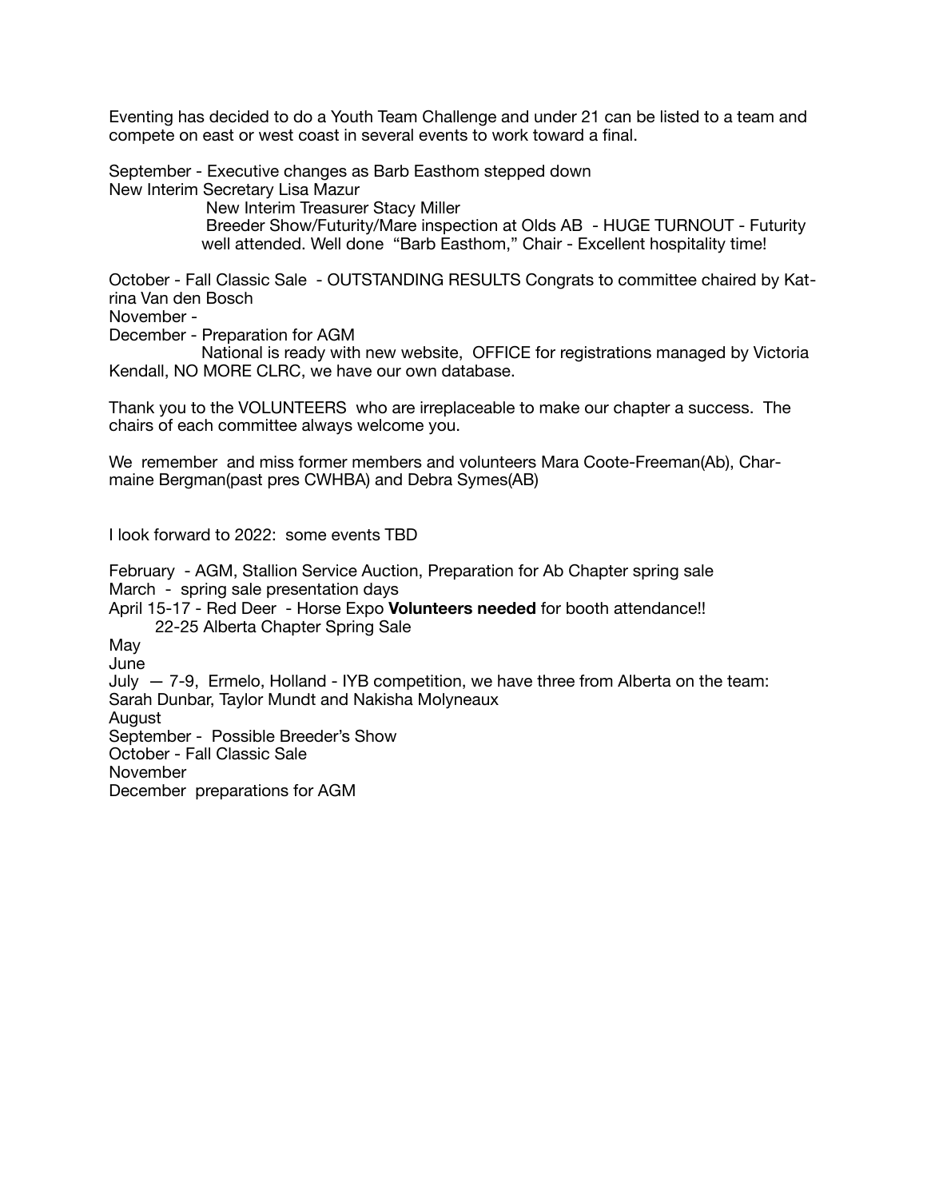Eventing has decided to do a Youth Team Challenge and under 21 can be listed to a team and compete on east or west coast in several events to work toward a final.

September - Executive changes as Barb Easthom stepped down
New Interim Secretary Lisa Mazur
New Interim Treasurer Stacy Miller
Breeder Show/Futurity/Mare inspection at Olds AB - HUGE TURNOUT - Futurity well attended. Well done "Barb Easthom," Chair - Excellent hospitality time!

October - Fall Classic Sale - OUTSTANDING RESULTS Congrats to committee chaired by Katrina Van den Bosch
November -
December - Preparation for AGM
National is ready with new website, OFFICE for registrations managed by Victoria Kendall, NO MORE CLRC, we have our own database.

Thank you to the VOLUNTEERS who are irreplaceable to make our chapter a success. The chairs of each committee always welcome you.

We remember and miss former members and volunteers Mara Coote-Freeman(Ab), Charmaine Bergman(past pres CWHBA) and Debra Symes(AB)

I look forward to 2022: some events TBD

February - AGM, Stallion Service Auction, Preparation for Ab Chapter spring sale
March - spring sale presentation days
April 15-17 - Red Deer - Horse Expo **Volunteers needed** for booth attendance!!
22-25 Alberta Chapter Spring Sale
May
June
July — 7-9, Ermelo, Holland - IYB competition, we have three from Alberta on the team: Sarah Dunbar, Taylor Mundt and Nakisha Molyneaux
August
September - Possible Breeder's Show
October - Fall Classic Sale
November
December preparations for AGM